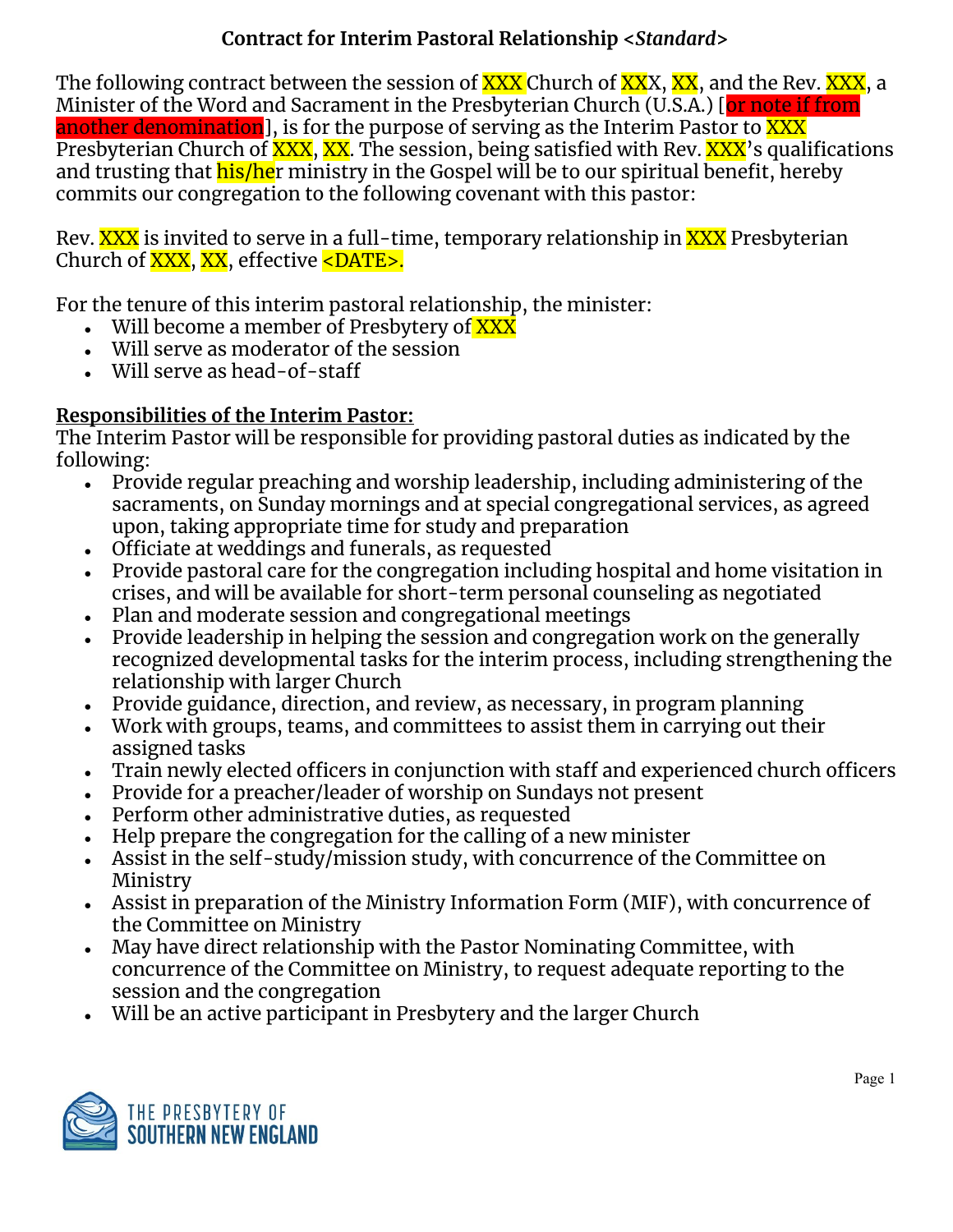# Contract for Interim Pastoral Relationship <*Standard*>

The following contract between the session of XXX Church of XXX, XX, and the Rev. XXX, a Minister of the Word and Sacrament in the Presbyterian Church (U.S.A.) [or note if from another denomination], is for the purpose of serving as the Interim Pastor to XXX Presbyterian Church of XXX, XX. The session, being satisfied with Rev. XXX's qualifications and trusting that his/her ministry in the Gospel will be to our spiritual benefit, hereby commits our congregation to the following covenant with this pastor:

Rev. XXX is invited to serve in a full-time, temporary relationship in XXX Presbyterian Church of XXX, XX, effective <DATE>.

For the tenure of this interim pastoral relationship, the minister:

- Will become a member of Presbytery of XXX
- Will serve as moderator of the session
- Will serve as head-of-staff

## Responsibilities of the Interim Pastor:

The Interim Pastor will be responsible for providing pastoral duties as indicated by the following:

- Provide regular preaching and worship leadership, including administering of the sacraments, on Sunday mornings and at special congregational services, as agreed upon, taking appropriate time for study and preparation
- Officiate at weddings and funerals, as requested
- Provide pastoral care for the congregation including hospital and home visitation in crises, and will be available for short-term personal counseling as negotiated
- Plan and moderate session and congregational meetings
- Provide leadership in helping the session and congregation work on the generally recognized developmental tasks for the interim process, including strengthening the relationship with larger Church
- Provide guidance, direction, and review, as necessary, in program planning
- Work with groups, teams, and committees to assist them in carrying out their assigned tasks
- Train newly elected officers in conjunction with staff and experienced church officers
- Provide for a preacher/leader of worship on Sundays not present
- Perform other administrative duties, as requested
- Help prepare the congregation for the calling of a new minister
- Assist in the self-study/mission study, with concurrence of the Committee on Ministry
- Assist in preparation of the Ministry Information Form (MIF), with concurrence of the Committee on Ministry
- May have direct relationship with the Pastor Nominating Committee, with concurrence of the Committee on Ministry, to request adequate reporting to the session and the congregation
- Will be an active participant in Presbytery and the larger Church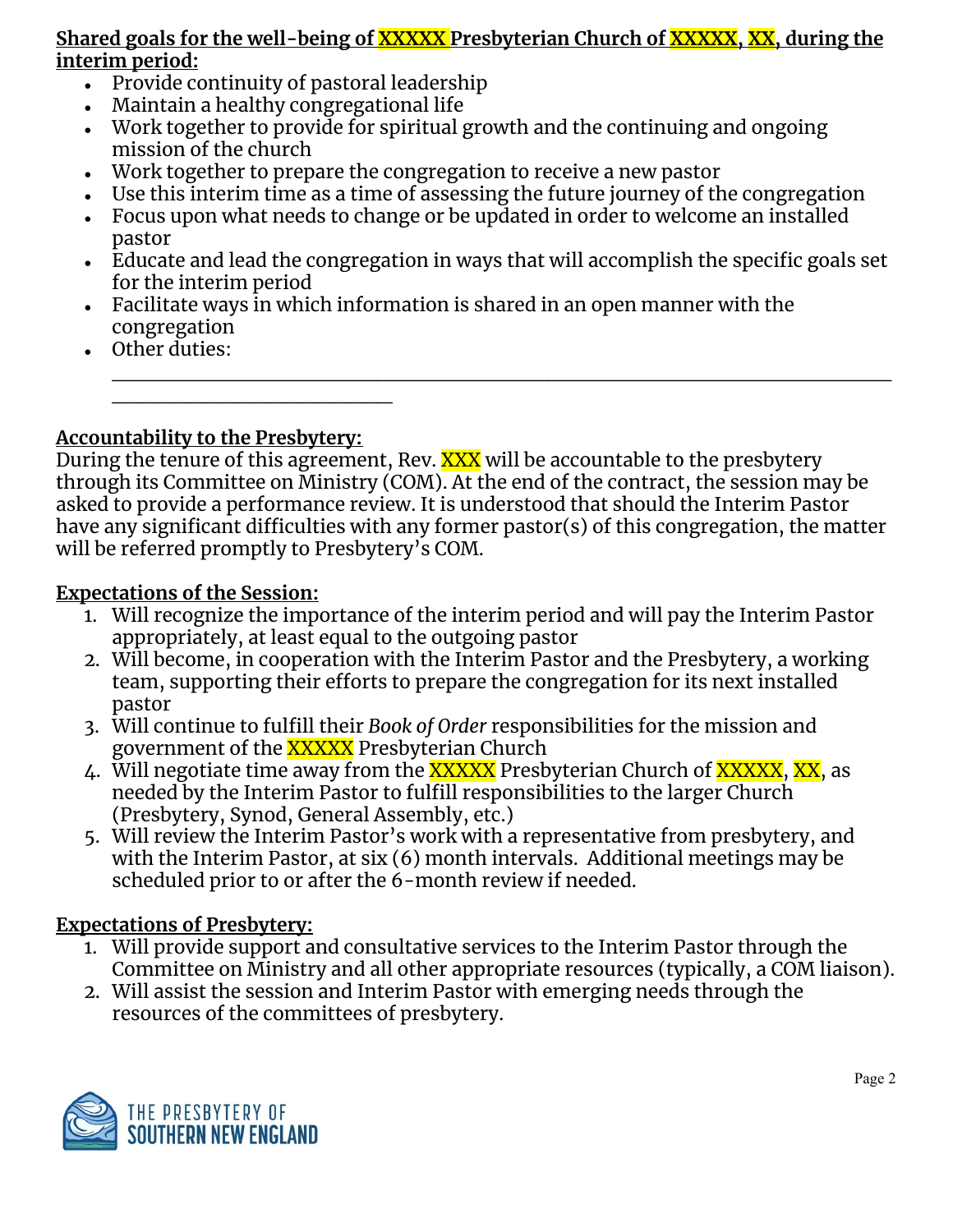**Shared goals for the well-being of XXXXX Presbyterian Church of XXXXX, XX, during the interim period:**

- Provide continuity of pastoral leadership
- Maintain a healthy congregational life
- Work together to provide for spiritual growth and the continuing and ongoing mission of the church
- Work together to prepare the congregation to receive a new pastor
- Use this interim time as a time of assessing the future journey of the congregation
- Focus upon what needs to change or be updated in order to welcome an installed pastor
- Educate and lead the congregation in ways that will accomplish the specific goals set for the interim period
- Facilitate ways in which information is shared in an open manner with the congregation
- Other duties: ______________________________________________________________________________________________

**Accountability to the Presbytery:**

During the tenure of this agreement, Rev. XXX will be accountable to the presbytery through its Committee on Ministry (COM). At the end of the contract, the session may be asked to provide a performance review. It is understood that should the Interim Pastor have any significant difficulties with any former pastor(s) of this congregation, the matter will be referred promptly to Presbytery's COM.

**Expectations of the Session:**

1. Will recognize the importance of the interim period and will pay the Interim Pastor appropriately, at least equal to the outgoing pastor
2. Will become, in cooperation with the Interim Pastor and the Presbytery, a working team, supporting their efforts to prepare the congregation for its next installed pastor
3. Will continue to fulfill their *Book of Order* responsibilities for the mission and government of the XXXXX Presbyterian Church
4. Will negotiate time away from the XXXXX Presbyterian Church of XXXXX, XX, as needed by the Interim Pastor to fulfill responsibilities to the larger Church (Presbytery, Synod, General Assembly, etc.)
5. Will review the Interim Pastor's work with a representative from presbytery, and with the Interim Pastor, at six (6) month intervals. Additional meetings may be scheduled prior to or after the 6-month review if needed.

**Expectations of Presbytery:**

1. Will provide support and consultative services to the Interim Pastor through the Committee on Ministry and all other appropriate resources (typically, a COM liaison).
2. Will assist the session and Interim Pastor with emerging needs through the resources of the committees of presbytery.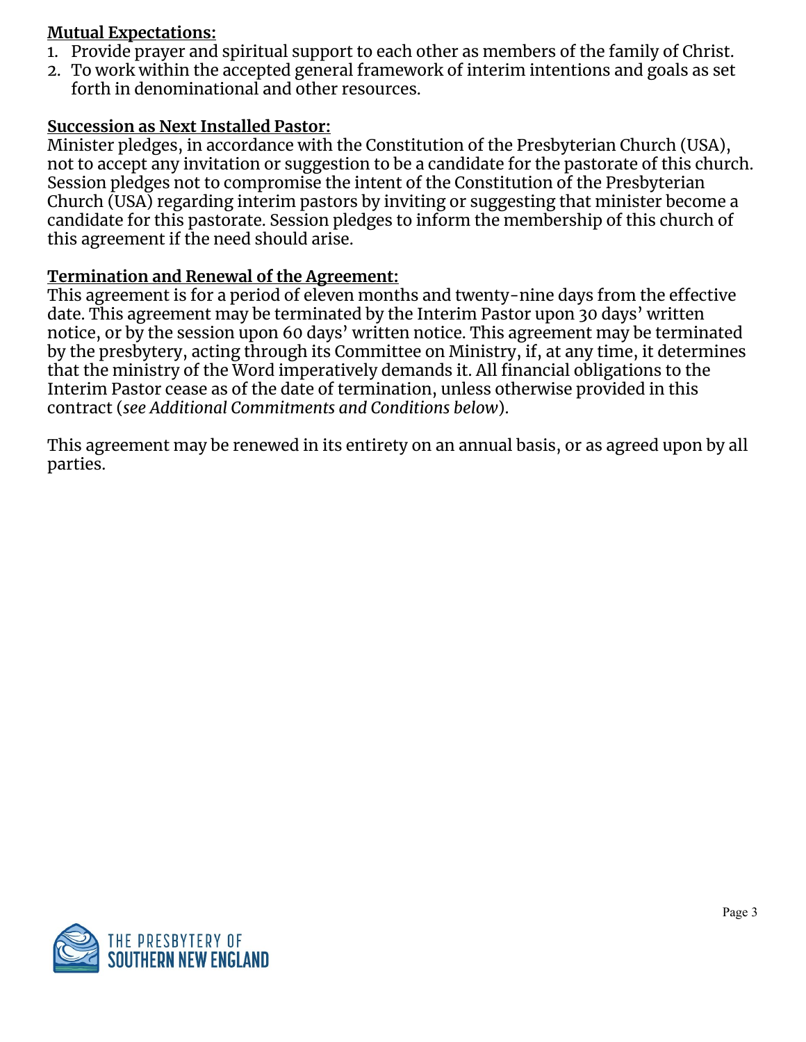**Mutual Expectations:**

1. Provide prayer and spiritual support to each other as members of the family of Christ.
2. To work within the accepted general framework of interim intentions and goals as set forth in denominational and other resources.

**Succession as Next Installed Pastor:**

Minister pledges, in accordance with the Constitution of the Presbyterian Church (USA), not to accept any invitation or suggestion to be a candidate for the pastorate of this church. Session pledges not to compromise the intent of the Constitution of the Presbyterian Church (USA) regarding interim pastors by inviting or suggesting that minister become a candidate for this pastorate. Session pledges to inform the membership of this church of this agreement if the need should arise.

**Termination and Renewal of the Agreement:**

This agreement is for a period of eleven months and twenty-nine days from the effective date. This agreement may be terminated by the Interim Pastor upon 30 days' written notice, or by the session upon 60 days' written notice. This agreement may be terminated by the presbytery, acting through its Committee on Ministry, if, at any time, it determines that the ministry of the Word imperatively demands it. All financial obligations to the Interim Pastor cease as of the date of termination, unless otherwise provided in this contract (*see Additional Commitments and Conditions below*).

This agreement may be renewed in its entirety on an annual basis, or as agreed upon by all parties.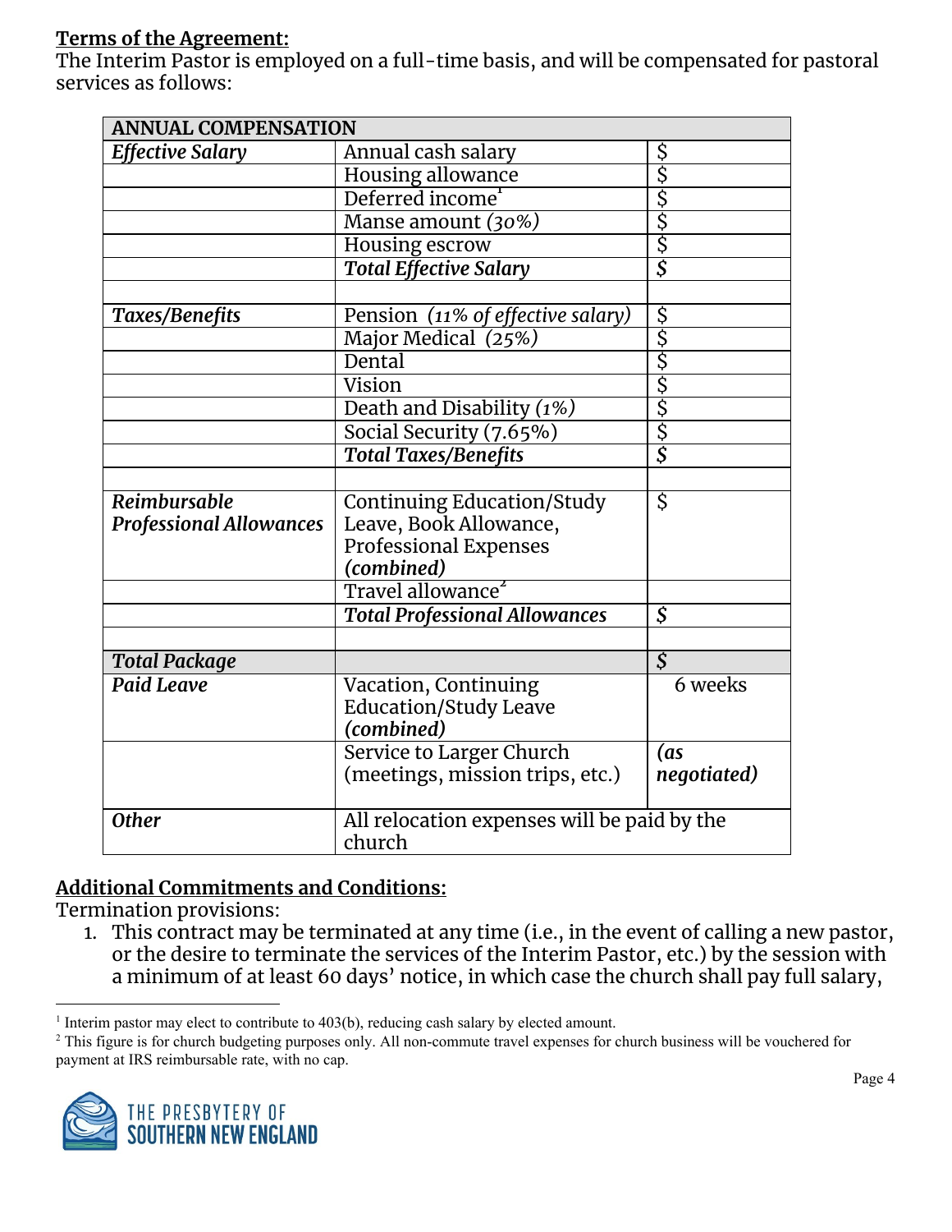**Terms of the Agreement:**
The Interim Pastor is employed on a full-time basis, and will be compensated for pastoral services as follows:

| ANNUAL COMPENSATION | | |
|---|---|---|
| ***Effective Salary*** | Annual cash salary | $ |
| | Housing allowance | $ |
| | Deferred income[1] | $ |
| | Manse amount *(30%)* | $ |
| | Housing escrow | $ |
| | ***Total Effective Salary*** | ***$*** |
| | | |
| ***Taxes/Benefits*** | Pension *(11% of effective salary)* | $ |
| | Major Medical *(25%)* | $ |
| | Dental | $ |
| | Vision | $ |
| | Death and Disability *(1%)* | $ |
| | Social Security (7.65%) | $ |
| | ***Total Taxes/Benefits*** | ***$*** |
| | | |
| ***Reimbursable Professional Allowances*** | Continuing Education/Study Leave, Book Allowance, Professional Expenses ***(combined)*** | $ |
| | Travel allowance[2] | |
| | ***Total Professional Allowances*** | ***$*** |
| | | |
| ***Total Package*** | | ***$*** |
| ***Paid Leave*** | Vacation, Continuing Education/Study Leave ***(combined)*** | 6 weeks |
| | Service to Larger Church (meetings, mission trips, etc.) | ***(as negotiated)*** |
| ***Other*** | All relocation expenses will be paid by the church | |

**Additional Commitments and Conditions:**
Termination provisions:

1. This contract may be terminated at any time (i.e., in the event of calling a new pastor, or the desire to terminate the services of the Interim Pastor, etc.) by the session with a minimum of at least 60 days' notice, in which case the church shall pay full salary,

---

[1] Interim pastor may elect to contribute to 403(b), reducing cash salary by elected amount.

[2] This figure is for church budgeting purposes only. All non-commute travel expenses for church business will be vouchered for payment at IRS reimbursable rate, with no cap.

THE PRESBYTERY OF SOUTHERN NEW ENGLAND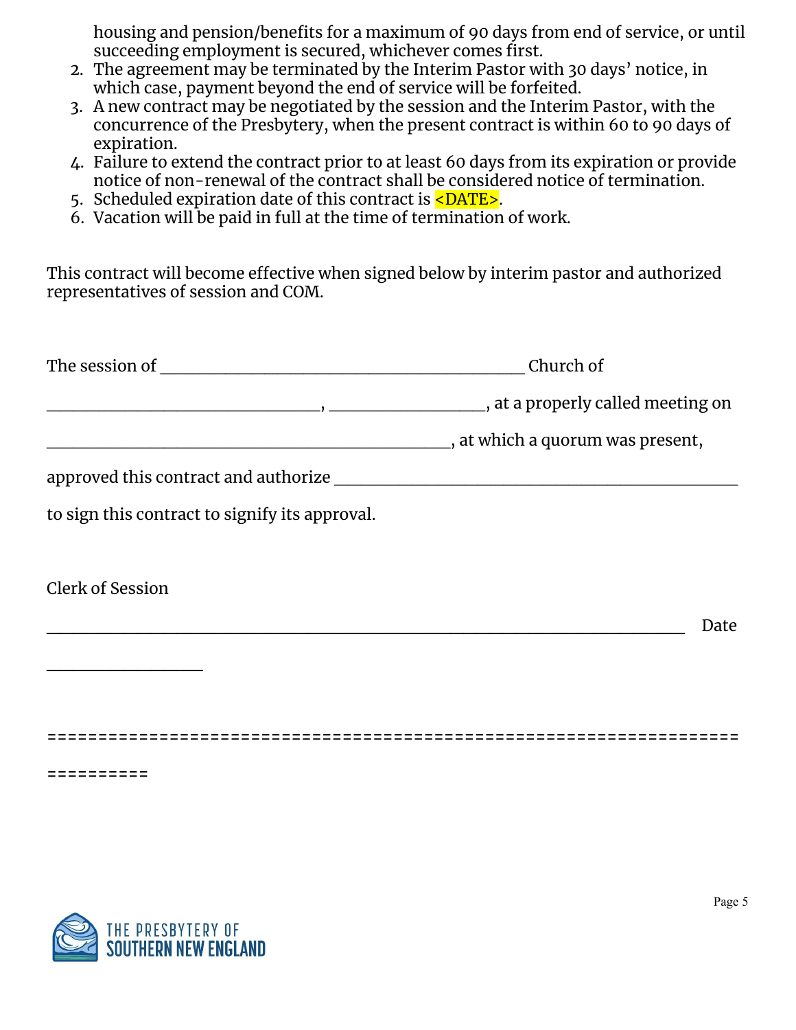housing and pension/benefits for a maximum of 90 days from end of service, or until succeeding employment is secured, whichever comes first.

2. The agreement may be terminated by the Interim Pastor with 30 days' notice, in which case, payment beyond the end of service will be forfeited.
3. A new contract may be negotiated by the session and the Interim Pastor, with the concurrence of the Presbytery, when the present contract is within 60 to 90 days of expiration.
4. Failure to extend the contract prior to at least 60 days from its expiration or provide notice of non-renewal of the contract shall be considered notice of termination.
5. Scheduled expiration date of this contract is <DATE>.
6. Vacation will be paid in full at the time of termination of work.

This contract will become effective when signed below by interim pastor and authorized representatives of session and COM.

The session of ___________________________________________ Church of

________________________________, __________________, at a properly called meeting on

_______________________________________________, at which a quorum was present,

approved this contract and authorize _______________________________________________

to sign this contract to signify its approval.

Clerk of Session

___________________________________________________________________________ Date

__________________

==================================================================

==========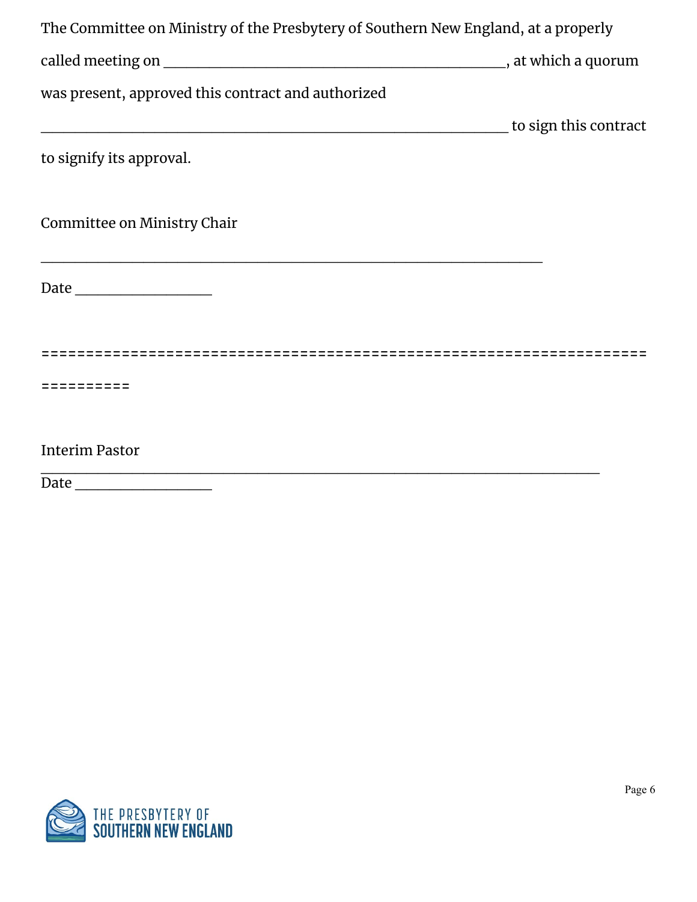The Committee on Ministry of the Presbytery of Southern New England, at a properly called meeting on _______________________________________________, at which a quorum was present, approved this contract and authorized

________________________________________________________________ to sign this contract to signify its approval.

Committee on Ministry Chair

_____________________________________________________________________

Date ___________________

==================================================================
==========

Interim Pastor

_____________________________________________________________________________

Date ___________________